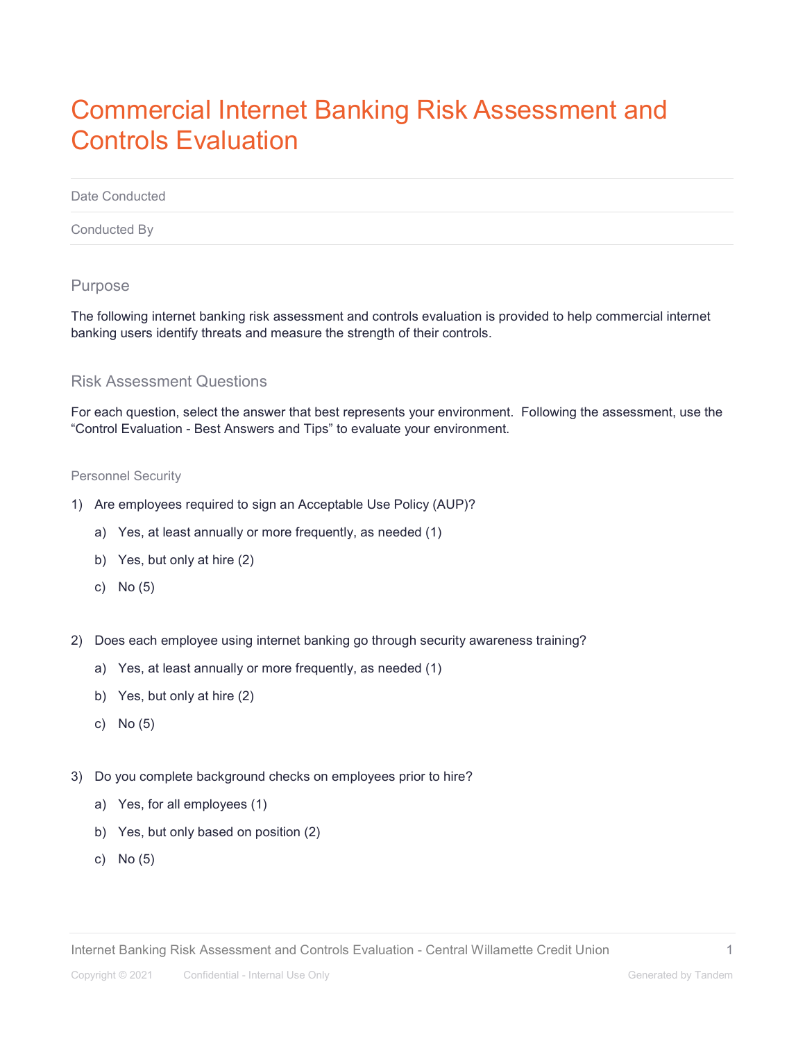# Commercial Internet Banking Risk Assessment and Controls Evaluation

| | |
|---|---|
| Date Conducted | |
| Conducted By | |

## Purpose

The following internet banking risk assessment and controls evaluation is provided to help commercial internet banking users identify threats and measure the strength of their controls.

## Risk Assessment Questions

For each question, select the answer that best represents your environment. Following the assessment, use the "Control Evaluation - Best Answers and Tips" to evaluate your environment.

### Personnel Security

1) Are employees required to sign an Acceptable Use Policy (AUP)?

   a) Yes, at least annually or more frequently, as needed (1)

   b) Yes, but only at hire (2)

   c) No (5)

2) Does each employee using internet banking go through security awareness training?

   a) Yes, at least annually or more frequently, as needed (1)

   b) Yes, but only at hire (2)

   c) No (5)

3) Do you complete background checks on employees prior to hire?

   a) Yes, for all employees (1)

   b) Yes, but only based on position (2)

   c) No (5)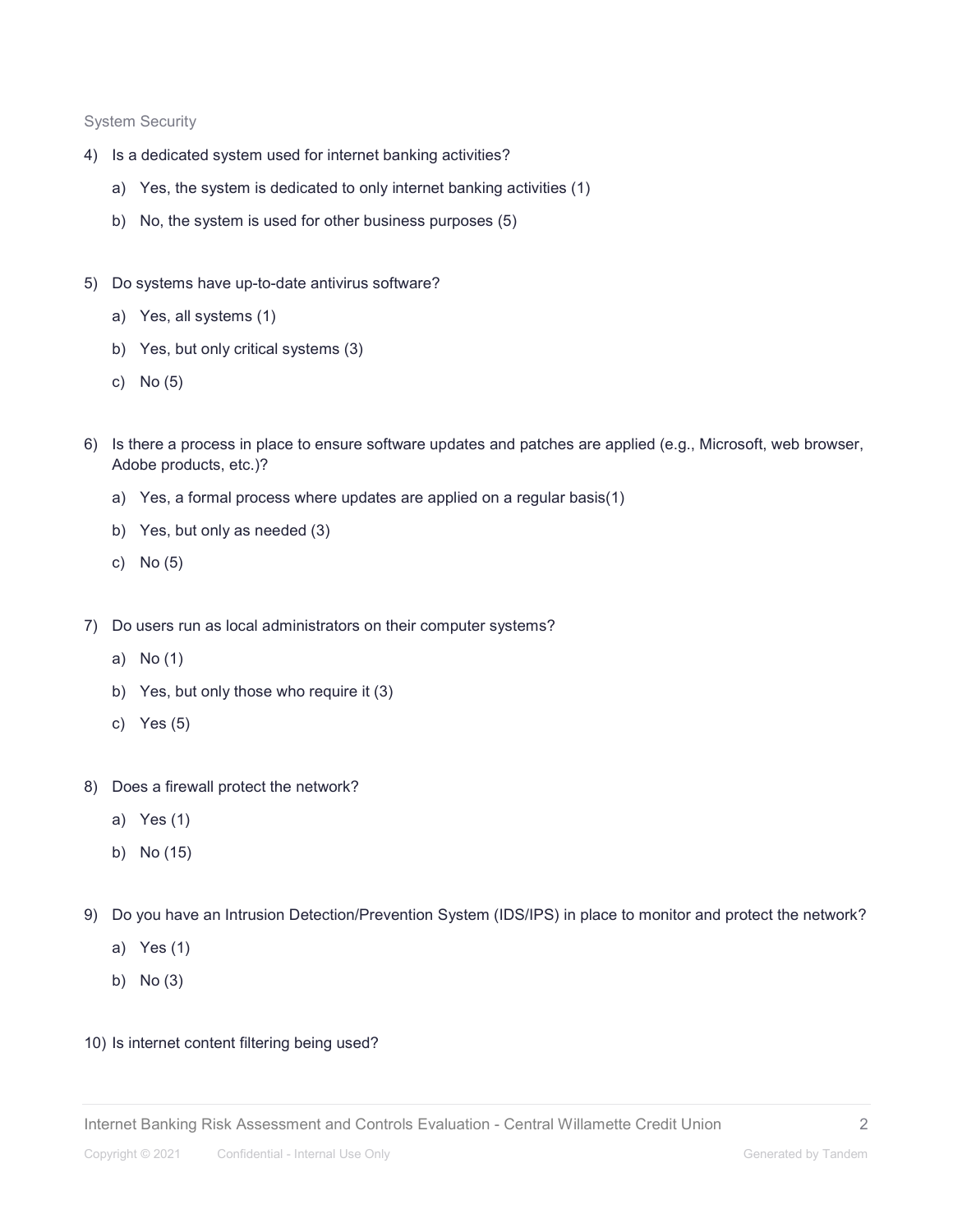System Security

4) Is a dedicated system used for internet banking activities?
   a) Yes, the system is dedicated to only internet banking activities (1)
   b) No, the system is used for other business purposes (5)

5) Do systems have up-to-date antivirus software?
   a) Yes, all systems (1)
   b) Yes, but only critical systems (3)
   c) No (5)

6) Is there a process in place to ensure software updates and patches are applied (e.g., Microsoft, web browser, Adobe products, etc.)?
   a) Yes, a formal process where updates are applied on a regular basis(1)
   b) Yes, but only as needed (3)
   c) No (5)

7) Do users run as local administrators on their computer systems?
   a) No (1)
   b) Yes, but only those who require it (3)
   c) Yes (5)

8) Does a firewall protect the network?
   a) Yes (1)
   b) No (15)

9) Do you have an Intrusion Detection/Prevention System (IDS/IPS) in place to monitor and protect the network?
   a) Yes (1)
   b) No (3)

10) Is internet content filtering being used?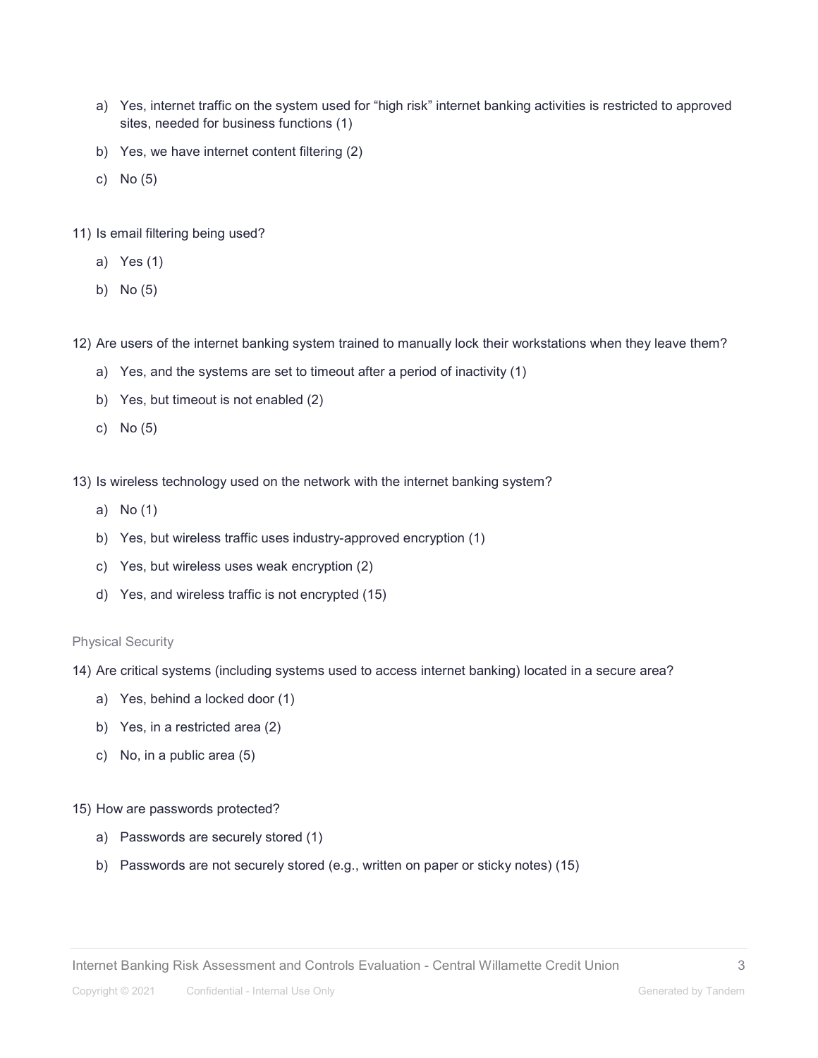a) Yes, internet traffic on the system used for “high risk” internet banking activities is restricted to approved sites, needed for business functions (1)

b) Yes, we have internet content filtering (2)

c) No (5)

11) Is email filtering being used?

a) Yes (1)

b) No (5)

12) Are users of the internet banking system trained to manually lock their workstations when they leave them?

a) Yes, and the systems are set to timeout after a period of inactivity (1)

b) Yes, but timeout is not enabled (2)

c) No (5)

13) Is wireless technology used on the network with the internet banking system?

a) No (1)

b) Yes, but wireless traffic uses industry-approved encryption (1)

c) Yes, but wireless uses weak encryption (2)

d) Yes, and wireless traffic is not encrypted (15)

### Physical Security

14) Are critical systems (including systems used to access internet banking) located in a secure area?

a) Yes, behind a locked door (1)

b) Yes, in a restricted area (2)

c) No, in a public area (5)

15) How are passwords protected?

a) Passwords are securely stored (1)

b) Passwords are not securely stored (e.g., written on paper or sticky notes) (15)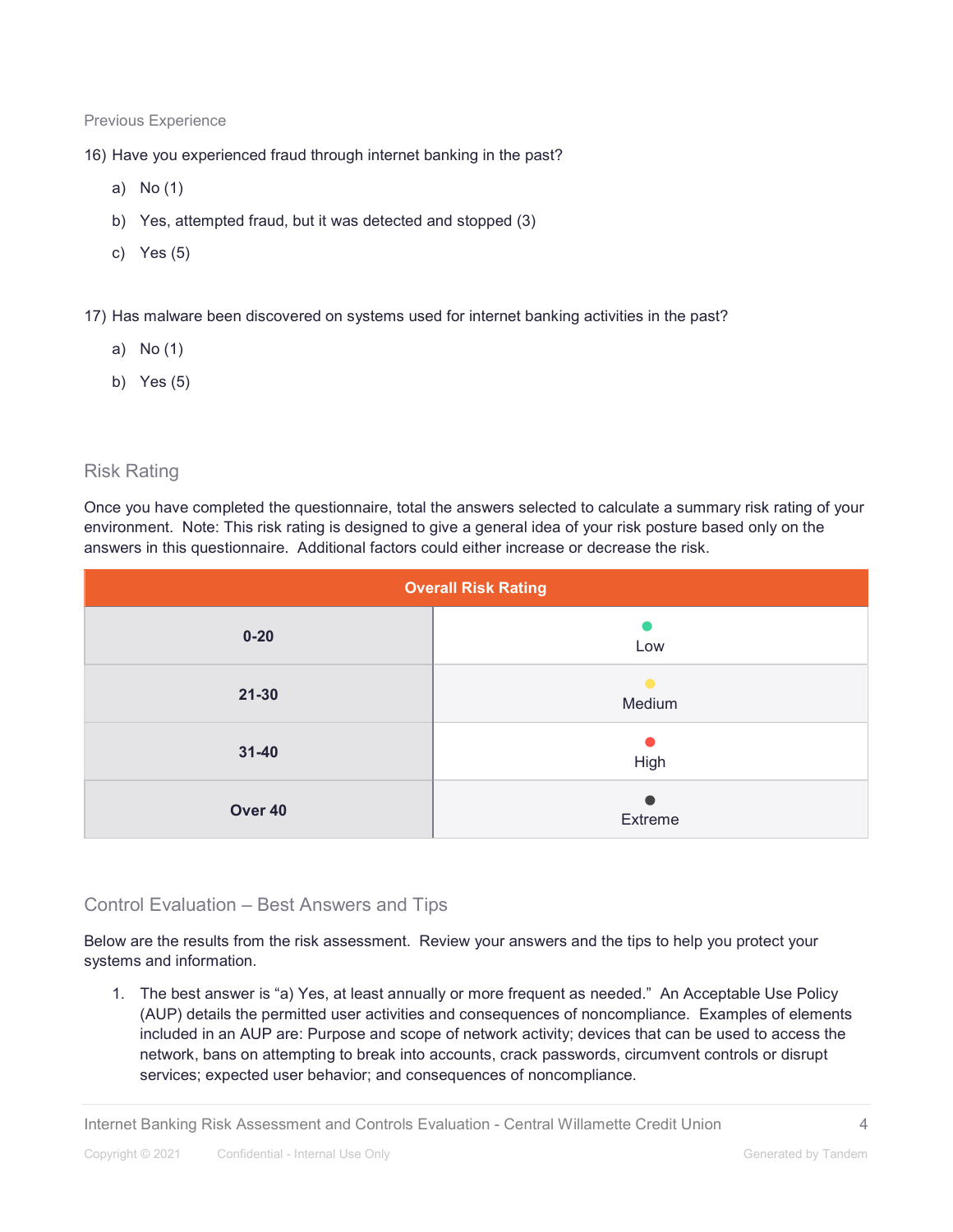### Previous Experience

16) Have you experienced fraud through internet banking in the past?

   a) No (1)

   b) Yes, attempted fraud, but it was detected and stopped (3)

   c) Yes (5)

17) Has malware been discovered on systems used for internet banking activities in the past?

   a) No (1)

   b) Yes (5)

## Risk Rating

Once you have completed the questionnaire, total the answers selected to calculate a summary risk rating of your environment. Note: This risk rating is designed to give a general idea of your risk posture based only on the answers in this questionnaire. Additional factors could either increase or decrease the risk.

| Overall Risk Rating | |
| --- | --- |
| **0-20** | Low |
| **21-30** | Medium |
| **31-40** | High |
| **Over 40** | Extreme |

## Control Evaluation – Best Answers and Tips

Below are the results from the risk assessment. Review your answers and the tips to help you protect your systems and information.

1. The best answer is "a) Yes, at least annually or more frequent as needed." An Acceptable Use Policy (AUP) details the permitted user activities and consequences of noncompliance. Examples of elements included in an AUP are: Purpose and scope of network activity; devices that can be used to access the network, bans on attempting to break into accounts, crack passwords, circumvent controls or disrupt services; expected user behavior; and consequences of noncompliance.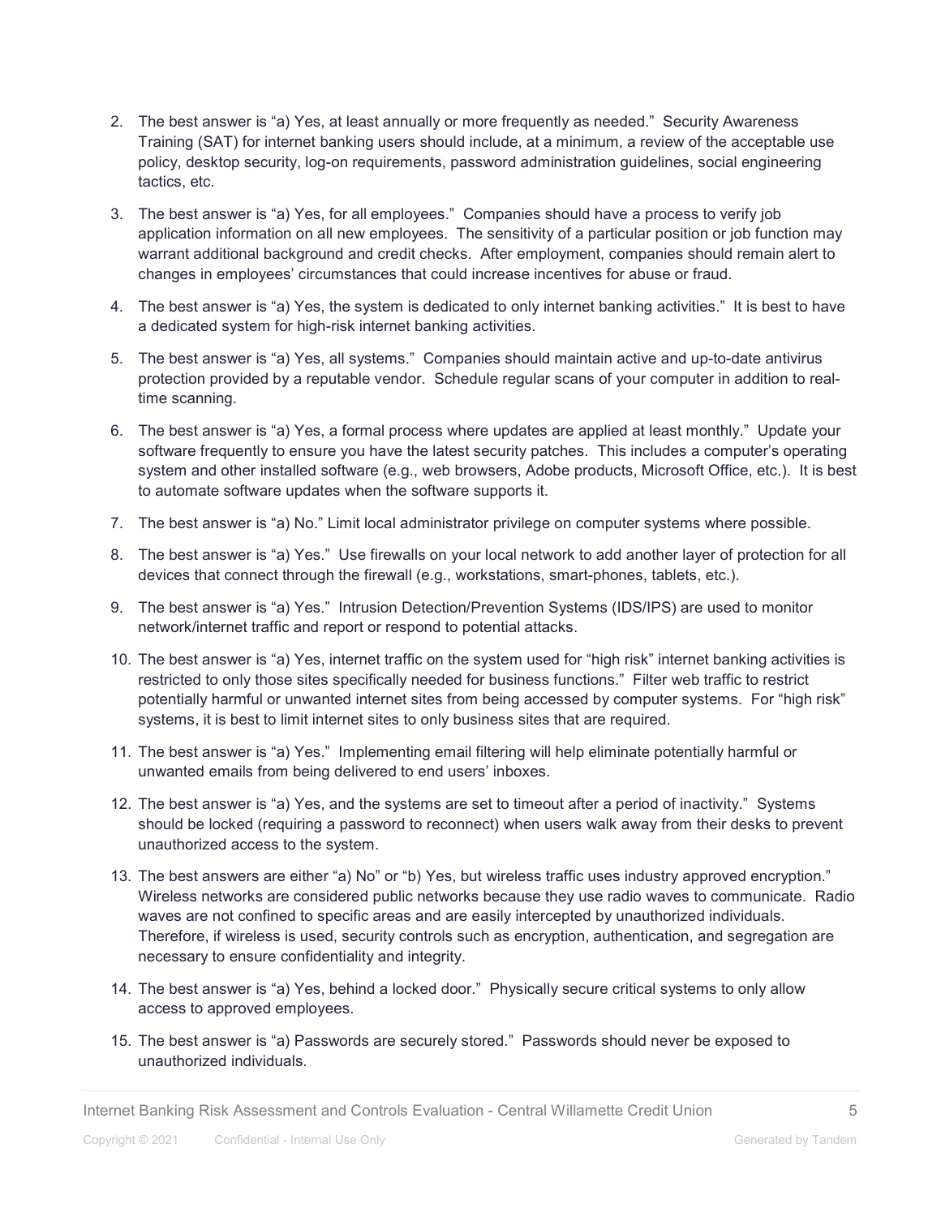2. The best answer is “a) Yes, at least annually or more frequently as needed.” Security Awareness Training (SAT) for internet banking users should include, at a minimum, a review of the acceptable use policy, desktop security, log-on requirements, password administration guidelines, social engineering tactics, etc.
3. The best answer is “a) Yes, for all employees.” Companies should have a process to verify job application information on all new employees. The sensitivity of a particular position or job function may warrant additional background and credit checks. After employment, companies should remain alert to changes in employees’ circumstances that could increase incentives for abuse or fraud.
4. The best answer is “a) Yes, the system is dedicated to only internet banking activities.” It is best to have a dedicated system for high-risk internet banking activities.
5. The best answer is “a) Yes, all systems.” Companies should maintain active and up-to-date antivirus protection provided by a reputable vendor. Schedule regular scans of your computer in addition to real-time scanning.
6. The best answer is “a) Yes, a formal process where updates are applied at least monthly.” Update your software frequently to ensure you have the latest security patches. This includes a computer’s operating system and other installed software (e.g., web browsers, Adobe products, Microsoft Office, etc.). It is best to automate software updates when the software supports it.
7. The best answer is “a) No.” Limit local administrator privilege on computer systems where possible.
8. The best answer is “a) Yes.” Use firewalls on your local network to add another layer of protection for all devices that connect through the firewall (e.g., workstations, smart-phones, tablets, etc.).
9. The best answer is “a) Yes.” Intrusion Detection/Prevention Systems (IDS/IPS) are used to monitor network/internet traffic and report or respond to potential attacks.
10. The best answer is “a) Yes, internet traffic on the system used for “high risk” internet banking activities is restricted to only those sites specifically needed for business functions.” Filter web traffic to restrict potentially harmful or unwanted internet sites from being accessed by computer systems. For “high risk” systems, it is best to limit internet sites to only business sites that are required.
11. The best answer is “a) Yes.” Implementing email filtering will help eliminate potentially harmful or unwanted emails from being delivered to end users’ inboxes.
12. The best answer is “a) Yes, and the systems are set to timeout after a period of inactivity.” Systems should be locked (requiring a password to reconnect) when users walk away from their desks to prevent unauthorized access to the system.
13. The best answers are either “a) No” or “b) Yes, but wireless traffic uses industry approved encryption.” Wireless networks are considered public networks because they use radio waves to communicate. Radio waves are not confined to specific areas and are easily intercepted by unauthorized individuals. Therefore, if wireless is used, security controls such as encryption, authentication, and segregation are necessary to ensure confidentiality and integrity.
14. The best answer is “a) Yes, behind a locked door.” Physically secure critical systems to only allow access to approved employees.
15. The best answer is “a) Passwords are securely stored.” Passwords should never be exposed to unauthorized individuals.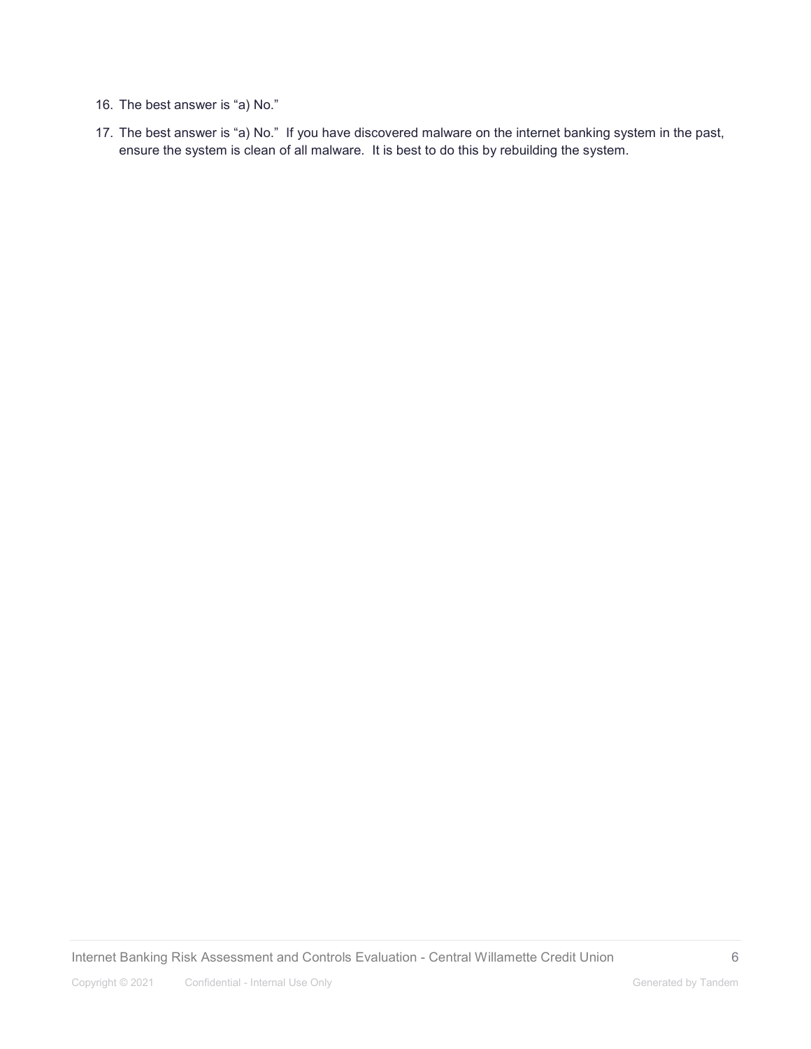16. The best answer is "a) No."
17. The best answer is "a) No." If you have discovered malware on the internet banking system in the past, ensure the system is clean of all malware. It is best to do this by rebuilding the system.